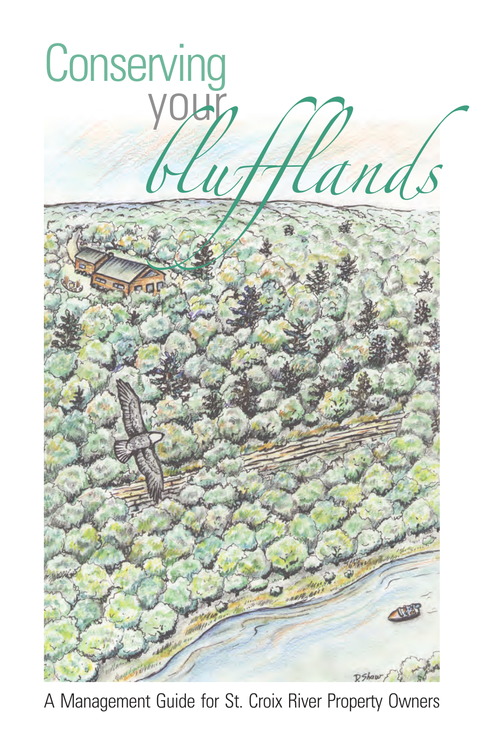# Conserving your *blufflands*

A Management Guide for St. Croix River Property Owners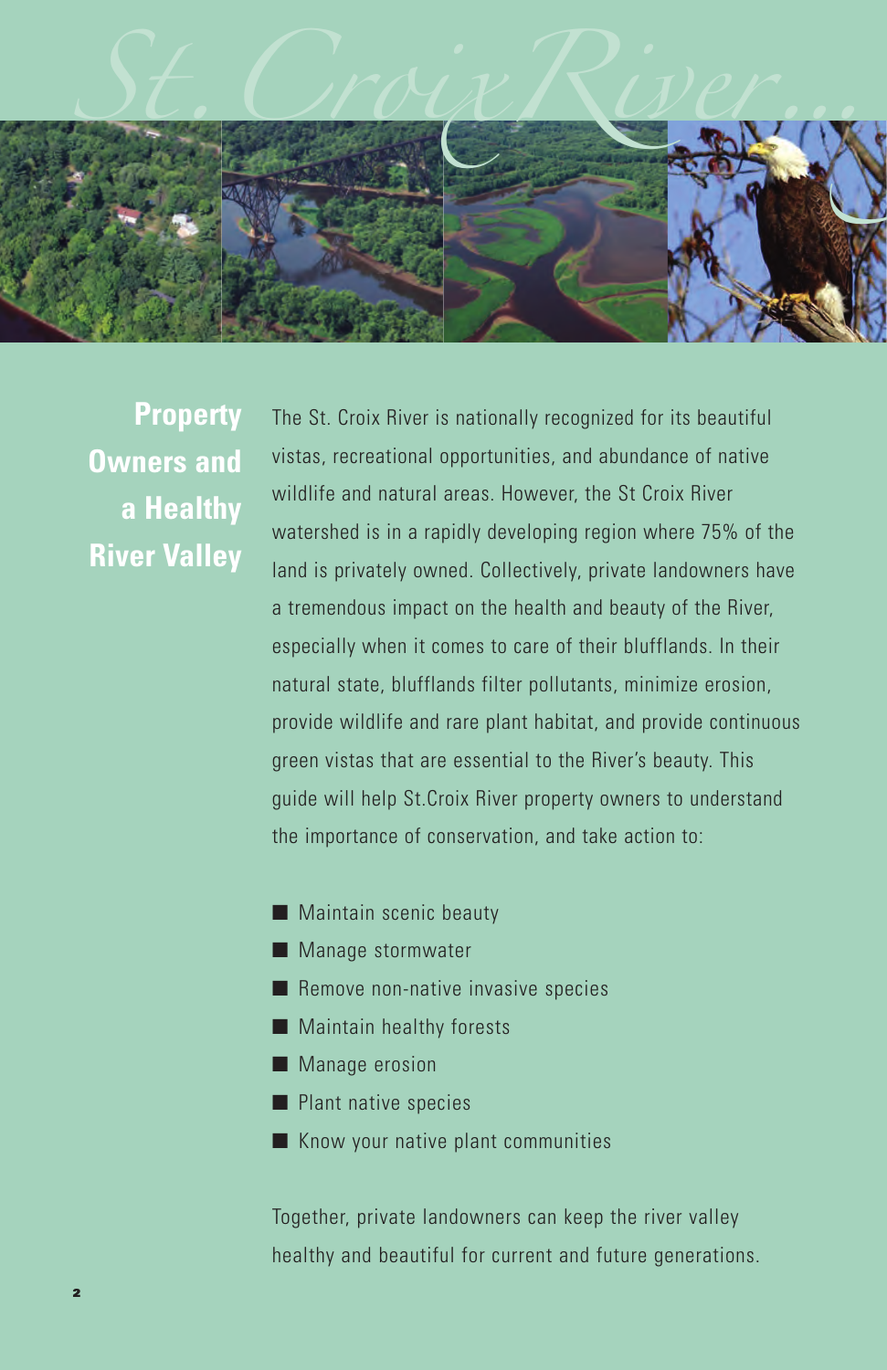# St. Croix River...

## Property Owners and a Healthy River Valley

The St. Croix River is nationally recognized for its beautiful vistas, recreational opportunities, and abundance of native wildlife and natural areas. However, the St Croix River watershed is in a rapidly developing region where 75% of the land is privately owned. Collectively, private landowners have a tremendous impact on the health and beauty of the River, especially when it comes to care of their blufflands. In their natural state, blufflands filter pollutants, minimize erosion, provide wildlife and rare plant habitat, and provide continuous green vistas that are essential to the River's beauty. This guide will help St.Croix River property owners to understand the importance of conservation, and take action to:

- Maintain scenic beauty
- Manage stormwater
- Remove non-native invasive species
- Maintain healthy forests
- Manage erosion
- Plant native species
- Know your native plant communities

Together, private landowners can keep the river valley healthy and beautiful for current and future generations.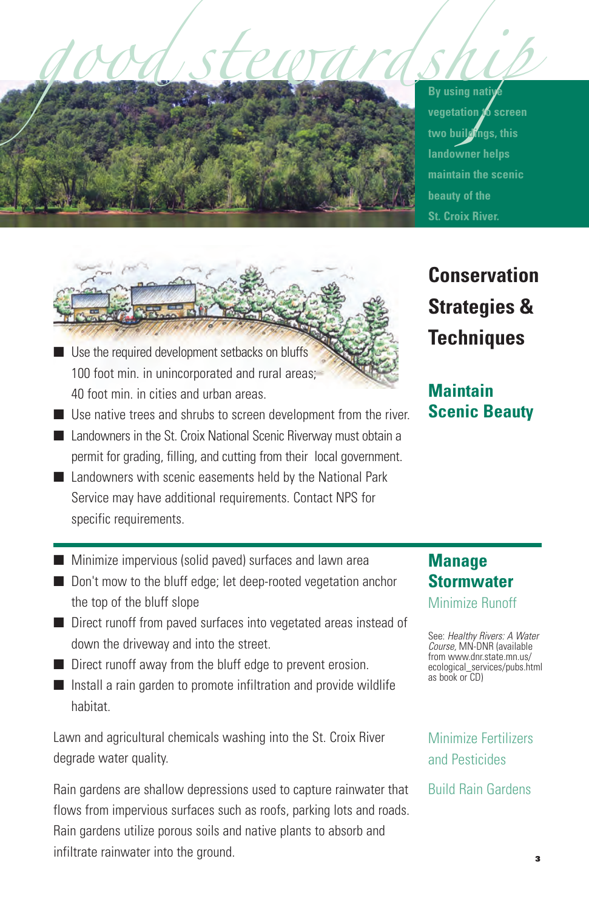# good stewardship

By using native vegetation to screen two buildings, this landowner helps maintain the scenic beauty of the St. Croix River.

## Conservation Strategies & Techniques

### Maintain Scenic Beauty

- Use the required development setbacks on bluffs 100 foot min. in unincorporated and rural areas; 40 foot min. in cities and urban areas.
- Use native trees and shrubs to screen development from the river.
- Landowners in the St. Croix National Scenic Riverway must obtain a permit for grading, filling, and cutting from their local government.
- Landowners with scenic easements held by the National Park Service may have additional requirements. Contact NPS for specific requirements.

### Manage Stormwater

#### Minimize Runoff

- Minimize impervious (solid paved) surfaces and lawn area
- Don't mow to the bluff edge; let deep-rooted vegetation anchor the top of the bluff slope
- Direct runoff from paved surfaces into vegetated areas instead of down the driveway and into the street.
- Direct runoff away from the bluff edge to prevent erosion.
- Install a rain garden to promote infiltration and provide wildlife habitat.

See: *Healthy Rivers: A Water Course,* MN-DNR (available from www.dnr.state.mn.us/ecological_services/pubs.html as book or CD)

#### Minimize Fertilizers and Pesticides

Lawn and agricultural chemicals washing into the St. Croix River degrade water quality.

#### Build Rain Gardens

Rain gardens are shallow depressions used to capture rainwater that flows from impervious surfaces such as roofs, parking lots and roads. Rain gardens utilize porous soils and native plants to absorb and infiltrate rainwater into the ground.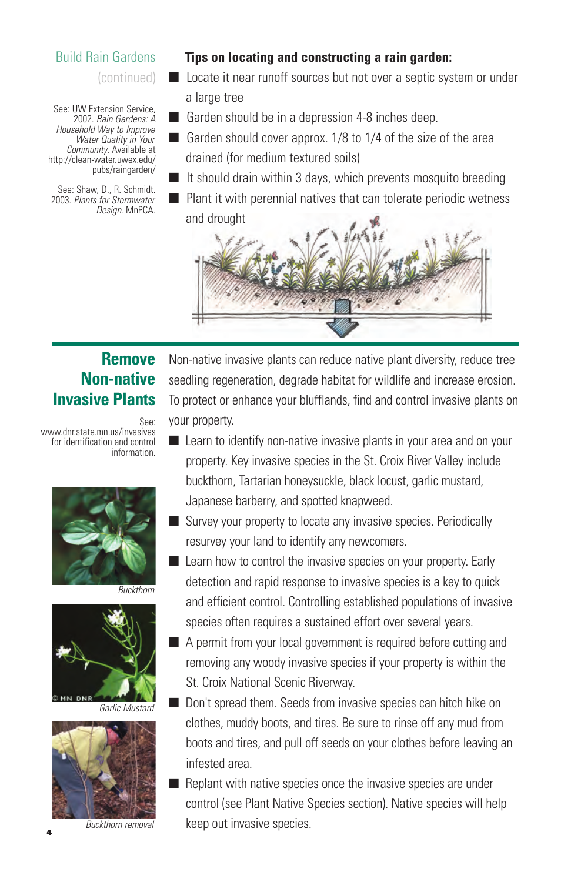## Build Rain Gardens (continued)

See: UW Extension Service, 2002. *Rain Gardens: A Household Way to Improve Water Quality in Your Community.* Available at http://clean-water.uwex.edu/pubs/raingarden/

See: Shaw, D., R. Schmidt. 2003. *Plants for Stormwater Design.* MnPCA.

**Tips on locating and constructing a rain garden:**

- Locate it near runoff sources but not over a septic system or under a large tree
- Garden should be in a depression 4-8 inches deep.
- Garden should cover approx. 1/8 to 1/4 of the size of the area drained (for medium textured soils)
- It should drain within 3 days, which prevents mosquito breeding
- Plant it with perennial natives that can tolerate periodic wetness and drought

## Remove Non-native Invasive Plants

See: www.dnr.state.mn.us/invasives for identification and control information.

Non-native invasive plants can reduce native plant diversity, reduce tree seedling regeneration, degrade habitat for wildlife and increase erosion. To protect or enhance your blufflands, find and control invasive plants on your property.

- Learn to identify non-native invasive plants in your area and on your property. Key invasive species in the St. Croix River Valley include buckthorn, Tartarian honeysuckle, black locust, garlic mustard, Japanese barberry, and spotted knapweed.
- Survey your property to locate any invasive species. Periodically resurvey your land to identify any newcomers.
- Learn how to control the invasive species on your property. Early detection and rapid response to invasive species is a key to quick and efficient control. Controlling established populations of invasive species often requires a sustained effort over several years.
- A permit from your local government is required before cutting and removing any woody invasive species if your property is within the St. Croix National Scenic Riverway.
- Don't spread them. Seeds from invasive species can hitch hike on clothes, muddy boots, and tires. Be sure to rinse off any mud from boots and tires, and pull off seeds on your clothes before leaving an infested area.
- Replant with native species once the invasive species are under control (see Plant Native Species section). Native species will help keep out invasive species.

*Buckthorn*

*Garlic Mustard*

*Buckthorn removal*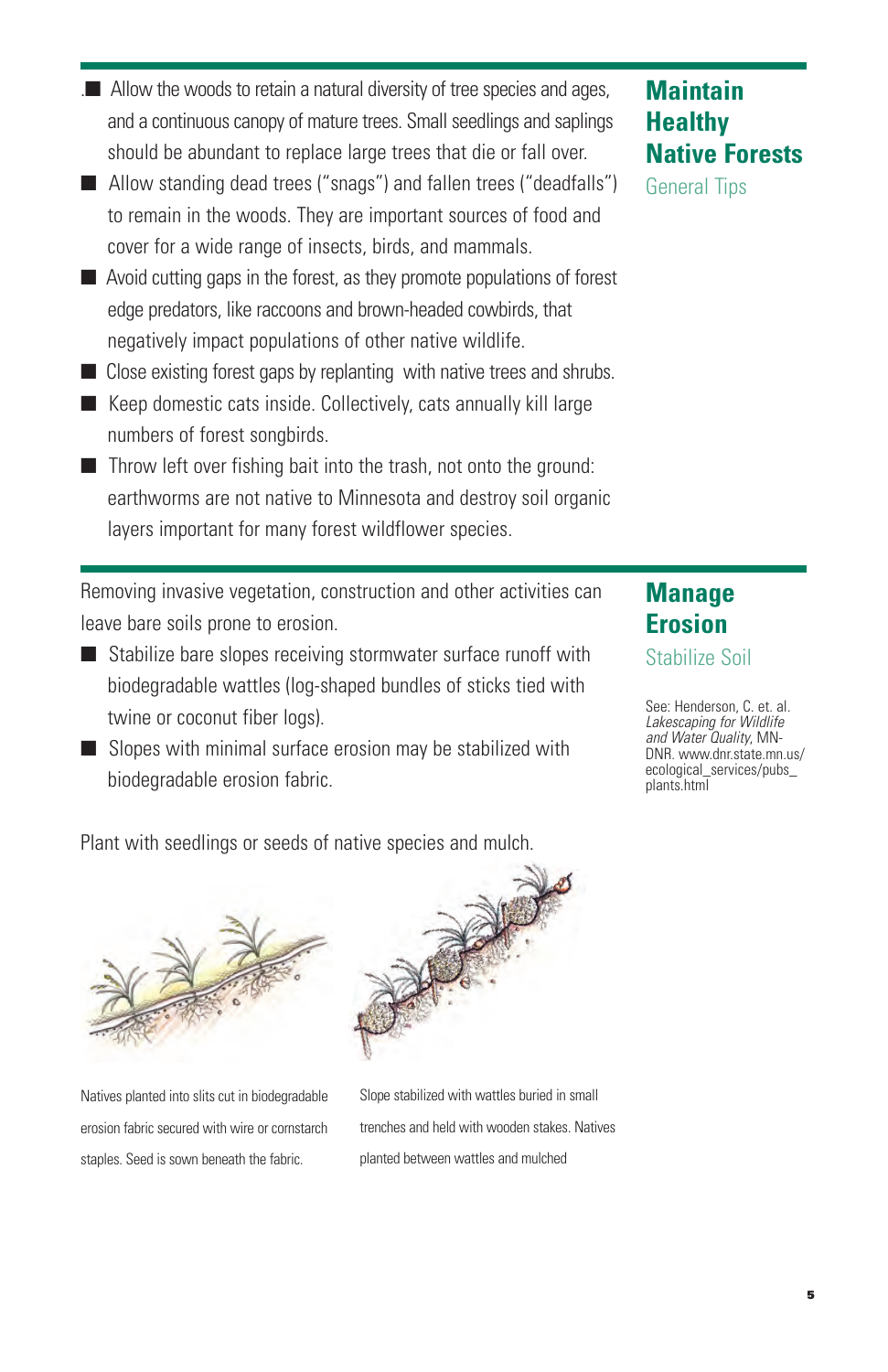## Maintain Healthy Native Forests

### General Tips

- Allow the woods to retain a natural diversity of tree species and ages, and a continuous canopy of mature trees. Small seedlings and saplings should be abundant to replace large trees that die or fall over.
- Allow standing dead trees ("snags") and fallen trees ("deadfalls") to remain in the woods. They are important sources of food and cover for a wide range of insects, birds, and mammals.
- Avoid cutting gaps in the forest, as they promote populations of forest edge predators, like raccoons and brown-headed cowbirds, that negatively impact populations of other native wildlife.
- Close existing forest gaps by replanting with native trees and shrubs.
- Keep domestic cats inside. Collectively, cats annually kill large numbers of forest songbirds.
- Throw left over fishing bait into the trash, not onto the ground: earthworms are not native to Minnesota and destroy soil organic layers important for many forest wildflower species.

## Manage Erosion

### Stabilize Soil

Removing invasive vegetation, construction and other activities can leave bare soils prone to erosion.

- Stabilize bare slopes receiving stormwater surface runoff with biodegradable wattles (log-shaped bundles of sticks tied with twine or coconut fiber logs).
- Slopes with minimal surface erosion may be stabilized with biodegradable erosion fabric.

Plant with seedlings or seeds of native species and mulch.

See: Henderson, C. et. al. *Lakescaping for Wildlife and Water Quality*, MN-DNR. www.dnr.state.mn.us/ecological_services/pubs_plants.html

Natives planted into slits cut in biodegradable erosion fabric secured with wire or cornstarch staples. Seed is sown beneath the fabric.

Slope stabilized with wattles buried in small trenches and held with wooden stakes. Natives planted between wattles and mulched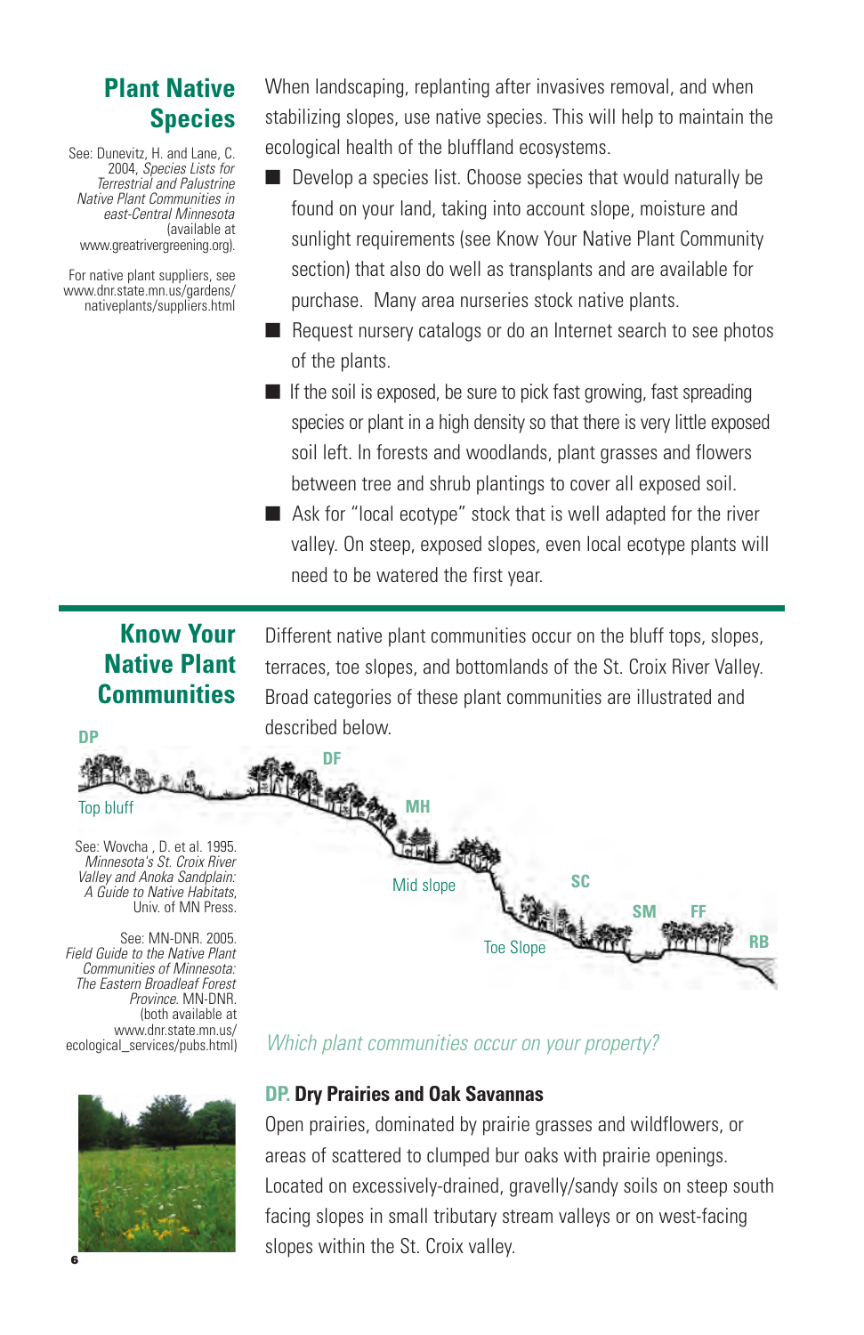## Plant Native Species

See: Dunevitz, H. and Lane, C. 2004, *Species Lists for Terrestrial and Palustrine Native Plant Communities in east-Central Minnesota* (available at www.greatrivergreening.org).

For native plant suppliers, see www.dnr.state.mn.us/gardens/nativeplants/suppliers.html

When landscaping, replanting after invasives removal, and when stabilizing slopes, use native species. This will help to maintain the ecological health of the bluffland ecosystems.

- Develop a species list. Choose species that would naturally be found on your land, taking into account slope, moisture and sunlight requirements (see Know Your Native Plant Community section) that also do well as transplants and are available for purchase. Many area nurseries stock native plants.
- Request nursery catalogs or do an Internet search to see photos of the plants.
- If the soil is exposed, be sure to pick fast growing, fast spreading species or plant in a high density so that there is very little exposed soil left. In forests and woodlands, plant grasses and flowers between tree and shrub plantings to cover all exposed soil.
- Ask for "local ecotype" stock that is well adapted for the river valley. On steep, exposed slopes, even local ecotype plants will need to be watered the first year.

## Know Your Native Plant Communities

Different native plant communities occur on the bluff tops, slopes, terraces, toe slopes, and bottomlands of the St. Croix River Valley. Broad categories of these plant communities are illustrated and described below.

DP Top bluff DF MH Mid slope SC SM FF Toe Slope RB

See: Wovcha , D. et al. 1995. *Minnesota's St. Croix River Valley and Anoka Sandplain: A Guide to Native Habitats*, Univ. of MN Press.

See: MN-DNR. 2005. *Field Guide to the Native Plant Communities of Minnesota: The Eastern Broadleaf Forest Province*. MN-DNR. (both available at www.dnr.state.mn.us/ecological_services/pubs.html)

*Which plant communities occur on your property?*

### DP. Dry Prairies and Oak Savannas

Open prairies, dominated by prairie grasses and wildflowers, or areas of scattered to clumped bur oaks with prairie openings. Located on excessively-drained, gravelly/sandy soils on steep south facing slopes in small tributary stream valleys or on west-facing slopes within the St. Croix valley.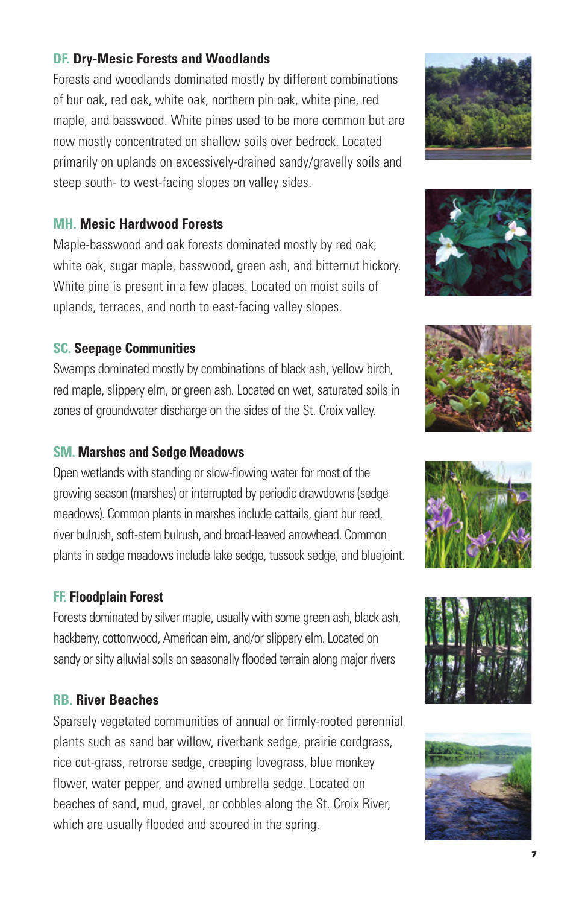### DF. Dry-Mesic Forests and Woodlands

Forests and woodlands dominated mostly by different combinations of bur oak, red oak, white oak, northern pin oak, white pine, red maple, and basswood. White pines used to be more common but are now mostly concentrated on shallow soils over bedrock. Located primarily on uplands on excessively-drained sandy/gravelly soils and steep south- to west-facing slopes on valley sides.

### MH. Mesic Hardwood Forests

Maple-basswood and oak forests dominated mostly by red oak, white oak, sugar maple, basswood, green ash, and bitternut hickory. White pine is present in a few places. Located on moist soils of uplands, terraces, and north to east-facing valley slopes.

### SC. Seepage Communities

Swamps dominated mostly by combinations of black ash, yellow birch, red maple, slippery elm, or green ash. Located on wet, saturated soils in zones of groundwater discharge on the sides of the St. Croix valley.

### SM. Marshes and Sedge Meadows

Open wetlands with standing or slow-flowing water for most of the growing season (marshes) or interrupted by periodic drawdowns (sedge meadows). Common plants in marshes include cattails, giant bur reed, river bulrush, soft-stem bulrush, and broad-leaved arrowhead. Common plants in sedge meadows include lake sedge, tussock sedge, and bluejoint.

### FF. Floodplain Forest

Forests dominated by silver maple, usually with some green ash, black ash, hackberry, cottonwood, American elm, and/or slippery elm. Located on sandy or silty alluvial soils on seasonally flooded terrain along major rivers

### RB. River Beaches

Sparsely vegetated communities of annual or firmly-rooted perennial plants such as sand bar willow, riverbank sedge, prairie cordgrass, rice cut-grass, retrorse sedge, creeping lovegrass, blue monkey flower, water pepper, and awned umbrella sedge. Located on beaches of sand, mud, gravel, or cobbles along the St. Croix River, which are usually flooded and scoured in the spring.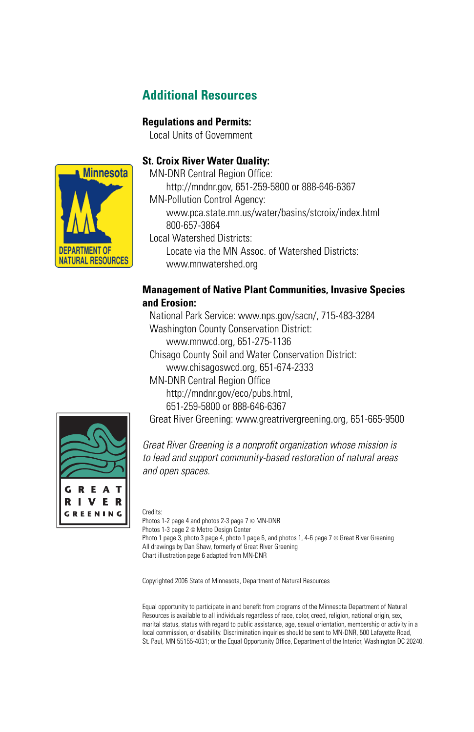## Additional Resources

**Regulations and Permits:**

Local Units of Government

**St. Croix River Water Quality:**

MN-DNR Central Region Office:
 http://mndnr.gov, 651-259-5800 or 888-646-6367

MN-Pollution Control Agency:
 www.pca.state.mn.us/water/basins/stcroix/index.html
 800-657-3864

Local Watershed Districts:
 Locate via the MN Assoc. of Watershed Districts:
 www.mnwatershed.org

**Management of Native Plant Communities, Invasive Species and Erosion:**

National Park Service: www.nps.gov/sacn/, 715-483-3284

Washington County Conservation District:
 www.mnwcd.org, 651-275-1136

Chisago County Soil and Water Conservation District:
 www.chisagoswcd.org, 651-674-2333

MN-DNR Central Region Office
 http://mndnr.gov/eco/pubs.html,
 651-259-5800 or 888-646-6367

Great River Greening: www.greatrivergreening.org, 651-665-9500

*Great River Greening is a nonprofit organization whose mission is to lead and support community-based restoration of natural areas and open spaces.*

Credits:
Photos 1-2 page 4 and photos 2-3 page 7 © MN-DNR
Photos 1-3 page 2 © Metro Design Center
Photo 1 page 3, photo 3 page 4, photo 1 page 6, and photos 1, 4-6 page 7 © Great River Greening
All drawings by Dan Shaw, formerly of Great River Greening
Chart illustration page 6 adapted from MN-DNR

Copyrighted 2006 State of Minnesota, Department of Natural Resources

Equal opportunity to participate in and benefit from programs of the Minnesota Department of Natural Resources is available to all individuals regardless of race, color, creed, religion, national origin, sex, marital status, status with regard to public assistance, age, sexual orientation, membership or activity in a local commission, or disability. Discrimination inquiries should be sent to MN-DNR, 500 Lafayette Road, St. Paul, MN 55155-4031; or the Equal Opportunity Office, Department of the Interior, Washington DC 20240.